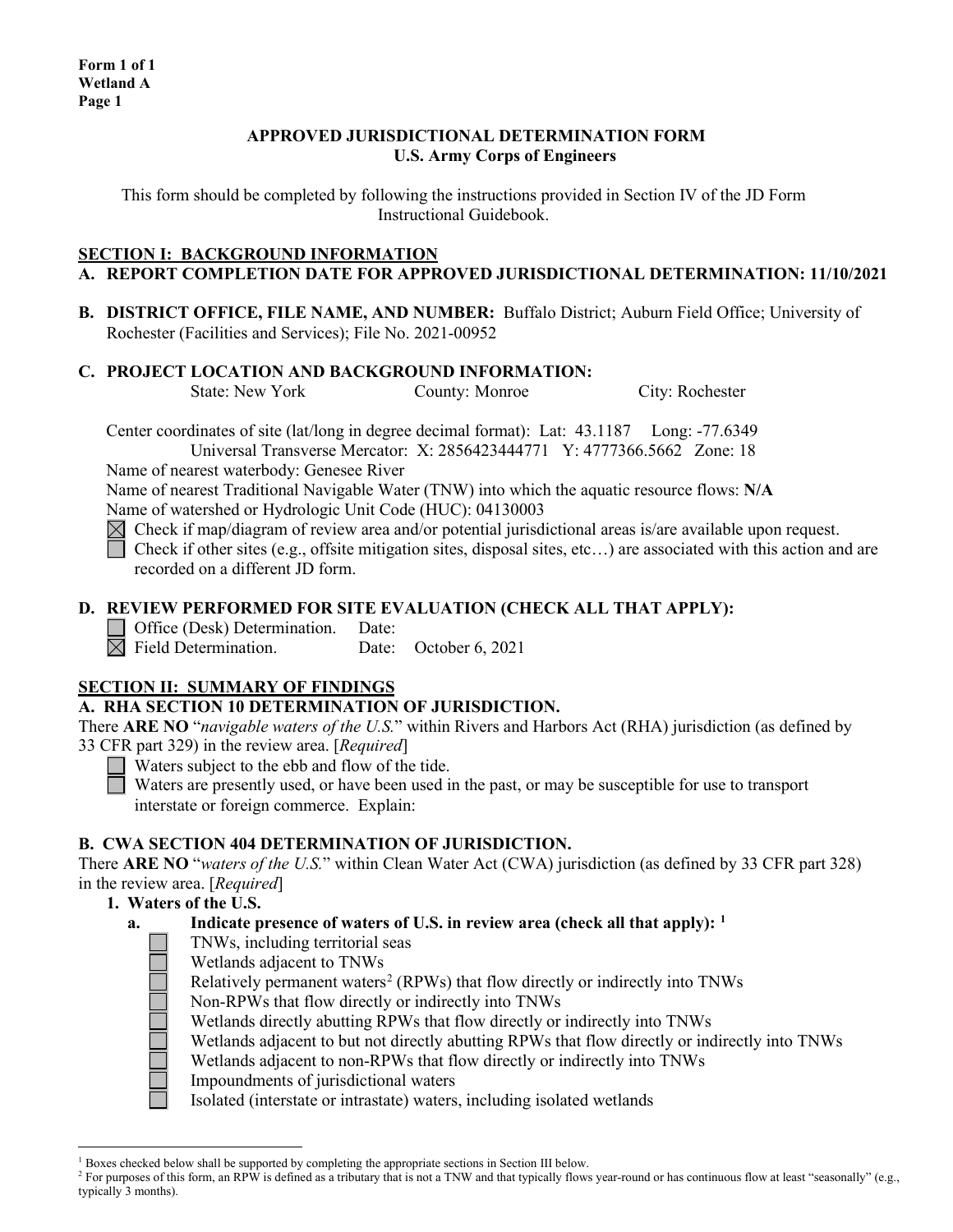**Form 1 of 1**
**Wetland A**
**Page 1**

# APPROVED JURISDICTIONAL DETERMINATION FORM
## U.S. Army Corps of Engineers

This form should be completed by following the instructions provided in Section IV of the JD Form Instructional Guidebook.

## SECTION I: BACKGROUND INFORMATION

**A. REPORT COMPLETION DATE FOR APPROVED JURISDICTIONAL DETERMINATION: 11/10/2021**

**B. DISTRICT OFFICE, FILE NAME, AND NUMBER:** Buffalo District; Auburn Field Office; University of Rochester (Facilities and Services); File No. 2021-00952

**C. PROJECT LOCATION AND BACKGROUND INFORMATION:**

State: New York  County: Monroe  City: Rochester

Center coordinates of site (lat/long in degree decimal format): Lat: 43.1187  Long: -77.6349
Universal Transverse Mercator: X: 2856423444771  Y: 4777366.5662  Zone: 18

Name of nearest waterbody: Genesee River

Name of nearest Traditional Navigable Water (TNW) into which the aquatic resource flows: **N/A**

Name of watershed or Hydrologic Unit Code (HUC): 04130003

- [x] Check if map/diagram of review area and/or potential jurisdictional areas is/are available upon request.
- [ ] Check if other sites (e.g., offsite mitigation sites, disposal sites, etc…) are associated with this action and are recorded on a different JD form.

**D. REVIEW PERFORMED FOR SITE EVALUATION (CHECK ALL THAT APPLY):**

- [ ] Office (Desk) Determination. Date:
- [x] Field Determination. Date: October 6, 2021

## SECTION II: SUMMARY OF FINDINGS

**A. RHA SECTION 10 DETERMINATION OF JURISDICTION.**

There **ARE NO** "*navigable waters of the U.S.*" within Rivers and Harbors Act (RHA) jurisdiction (as defined by 33 CFR part 329) in the review area. [*Required*]

- [ ] Waters subject to the ebb and flow of the tide.
- [ ] Waters are presently used, or have been used in the past, or may be susceptible for use to transport interstate or foreign commerce. Explain:

**B. CWA SECTION 404 DETERMINATION OF JURISDICTION.**

There **ARE NO** "*waters of the U.S.*" within Clean Water Act (CWA) jurisdiction (as defined by 33 CFR part 328) in the review area. [*Required*]

**1. Waters of the U.S.**

**a. Indicate presence of waters of U.S. in review area (check all that apply):** [1]

- [ ] TNWs, including territorial seas
- [ ] Wetlands adjacent to TNWs
- [ ] Relatively permanent waters[2] (RPWs) that flow directly or indirectly into TNWs
- [ ] Non-RPWs that flow directly or indirectly into TNWs
- [ ] Wetlands directly abutting RPWs that flow directly or indirectly into TNWs
- [ ] Wetlands adjacent to but not directly abutting RPWs that flow directly or indirectly into TNWs
- [ ] Wetlands adjacent to non-RPWs that flow directly or indirectly into TNWs
- [ ] Impoundments of jurisdictional waters
- [ ] Isolated (interstate or intrastate) waters, including isolated wetlands

---

[1] Boxes checked below shall be supported by completing the appropriate sections in Section III below.

[2] For purposes of this form, an RPW is defined as a tributary that is not a TNW and that typically flows year-round or has continuous flow at least "seasonally" (e.g., typically 3 months).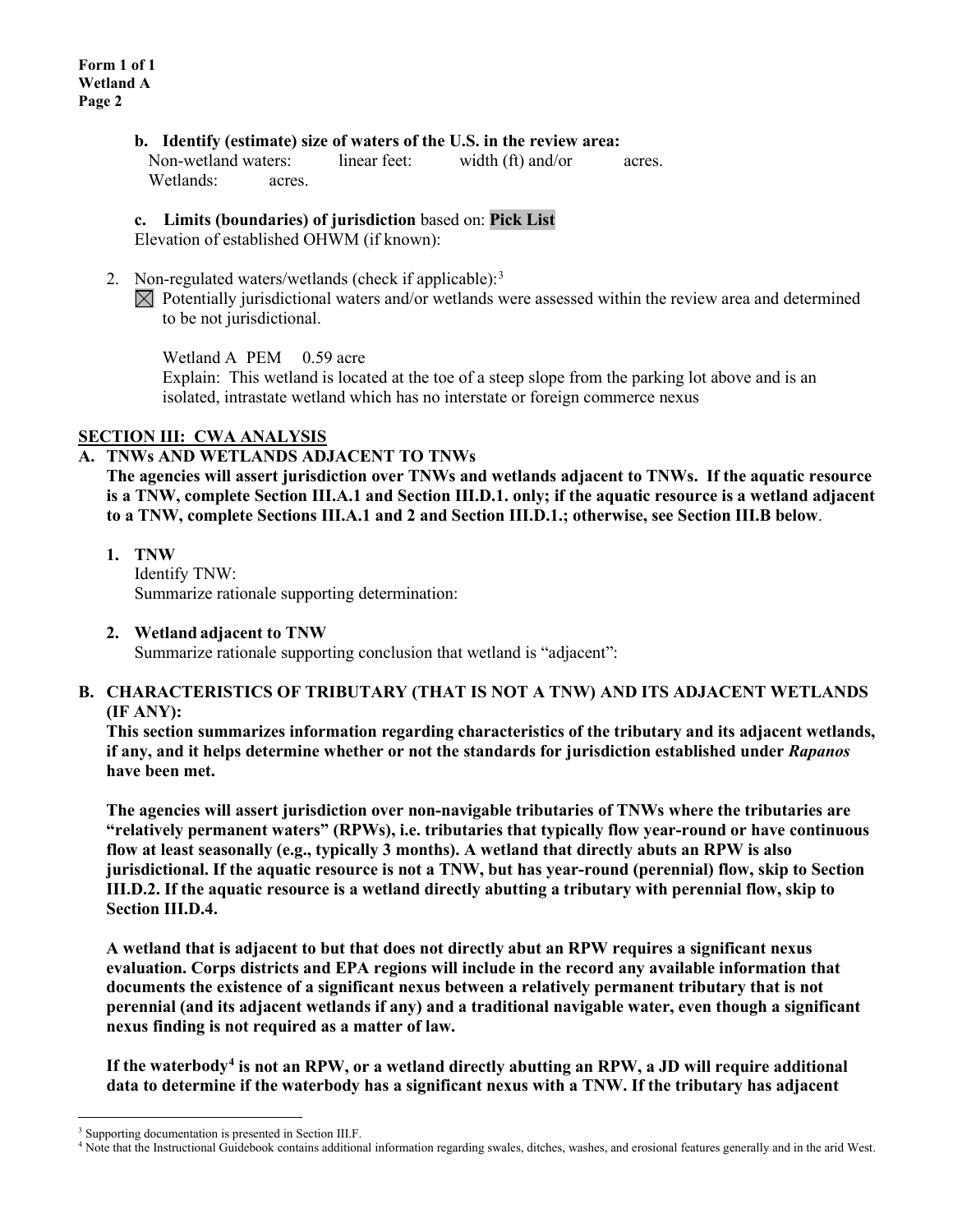**b. Identify (estimate) size of waters of the U.S. in the review area:**
Non-wetland waters: linear feet: width (ft) and/or acres.
Wetlands: acres.

**c. Limits (boundaries) of jurisdiction** based on: **Pick List**
Elevation of established OHWM (if known):

2. Non-regulated waters/wetlands (check if applicable):[3]
☒ Potentially jurisdictional waters and/or wetlands were assessed within the review area and determined to be not jurisdictional.

Wetland A PEM 0.59 acre
Explain: This wetland is located at the toe of a steep slope from the parking lot above and is an isolated, intrastate wetland which has no interstate or foreign commerce nexus

## SECTION III: CWA ANALYSIS

### A. TNWs AND WETLANDS ADJACENT TO TNWs

**The agencies will assert jurisdiction over TNWs and wetlands adjacent to TNWs. If the aquatic resource is a TNW, complete Section III.A.1 and Section III.D.1. only; if the aquatic resource is a wetland adjacent to a TNW, complete Sections III.A.1 and 2 and Section III.D.1.; otherwise, see Section III.B below**.

**1. TNW**
Identify TNW:
Summarize rationale supporting determination:

**2. Wetland adjacent to TNW**
Summarize rationale supporting conclusion that wetland is "adjacent":

### B. CHARACTERISTICS OF TRIBUTARY (THAT IS NOT A TNW) AND ITS ADJACENT WETLANDS (IF ANY):

**This section summarizes information regarding characteristics of the tributary and its adjacent wetlands, if any, and it helps determine whether or not the standards for jurisdiction established under *Rapanos* have been met.**

**The agencies will assert jurisdiction over non-navigable tributaries of TNWs where the tributaries are "relatively permanent waters" (RPWs), i.e. tributaries that typically flow year-round or have continuous flow at least seasonally (e.g., typically 3 months). A wetland that directly abuts an RPW is also jurisdictional. If the aquatic resource is not a TNW, but has year-round (perennial) flow, skip to Section III.D.2. If the aquatic resource is a wetland directly abutting a tributary with perennial flow, skip to Section III.D.4.**

**A wetland that is adjacent to but that does not directly abut an RPW requires a significant nexus evaluation. Corps districts and EPA regions will include in the record any available information that documents the existence of a significant nexus between a relatively permanent tributary that is not perennial (and its adjacent wetlands if any) and a traditional navigable water, even though a significant nexus finding is not required as a matter of law.**

**If the waterbody[4] is not an RPW, or a wetland directly abutting an RPW, a JD will require additional data to determine if the waterbody has a significant nexus with a TNW. If the tributary has adjacent**

[3] Supporting documentation is presented in Section III.F.
[4] Note that the Instructional Guidebook contains additional information regarding swales, ditches, washes, and erosional features generally and in the arid West.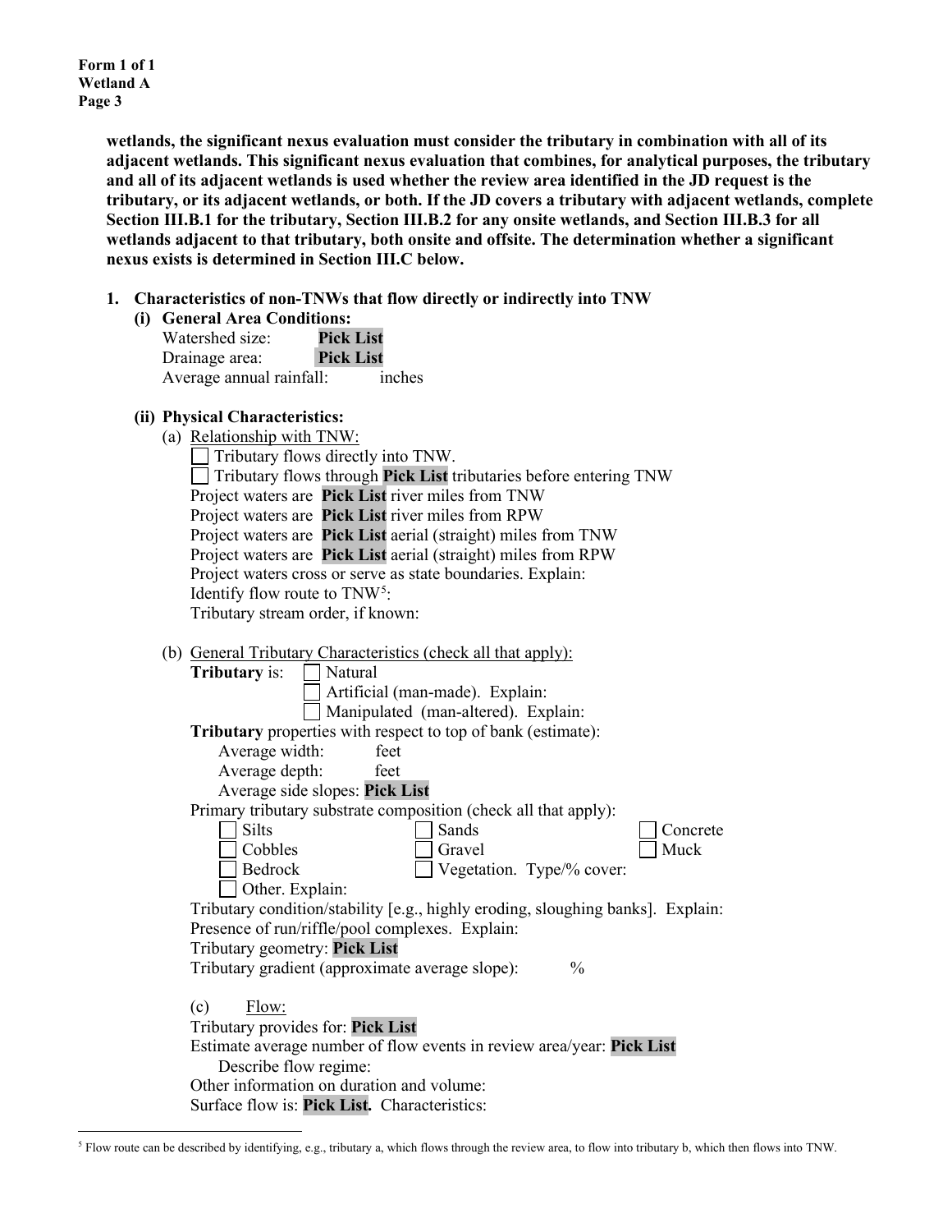**wetlands, the significant nexus evaluation must consider the tributary in combination with all of its adjacent wetlands. This significant nexus evaluation that combines, for analytical purposes, the tributary and all of its adjacent wetlands is used whether the review area identified in the JD request is the tributary, or its adjacent wetlands, or both. If the JD covers a tributary with adjacent wetlands, complete Section III.B.1 for the tributary, Section III.B.2 for any onsite wetlands, and Section III.B.3 for all wetlands adjacent to that tributary, both onsite and offsite. The determination whether a significant nexus exists is determined in Section III.C below.**

**1. Characteristics of non-TNWs that flow directly or indirectly into TNW**

**(i) General Area Conditions:**

Watershed size: **Pick List**
Drainage area: **Pick List**
Average annual rainfall: inches

**(ii) Physical Characteristics:**

(a) Relationship with TNW:

☐ Tributary flows directly into TNW.
☐ Tributary flows through **Pick List** tributaries before entering TNW
Project waters are **Pick List** river miles from TNW
Project waters are **Pick List** river miles from RPW
Project waters are **Pick List** aerial (straight) miles from TNW
Project waters are **Pick List** aerial (straight) miles from RPW
Project waters cross or serve as state boundaries. Explain:
Identify flow route to TNW[5]:
Tributary stream order, if known:

(b) General Tributary Characteristics (check all that apply):

**Tributary** is: ☐ Natural
☐ Artificial (man-made). Explain:
☐ Manipulated (man-altered). Explain:

**Tributary** properties with respect to top of bank (estimate):
Average width: feet
Average depth: feet
Average side slopes: **Pick List**

Primary tributary substrate composition (check all that apply):

☐ Silts ☐ Sands ☐ Concrete
☐ Cobbles ☐ Gravel ☐ Muck
☐ Bedrock ☐ Vegetation. Type/% cover:
☐ Other. Explain:

Tributary condition/stability [e.g., highly eroding, sloughing banks]. Explain:
Presence of run/riffle/pool complexes. Explain:
Tributary geometry: **Pick List**
Tributary gradient (approximate average slope): %

(c) Flow:

Tributary provides for: **Pick List**
Estimate average number of flow events in review area/year: **Pick List**
Describe flow regime:
Other information on duration and volume:
Surface flow is: **Pick List.** Characteristics:

---

[5] Flow route can be described by identifying, e.g., tributary a, which flows through the review area, to flow into tributary b, which then flows into TNW.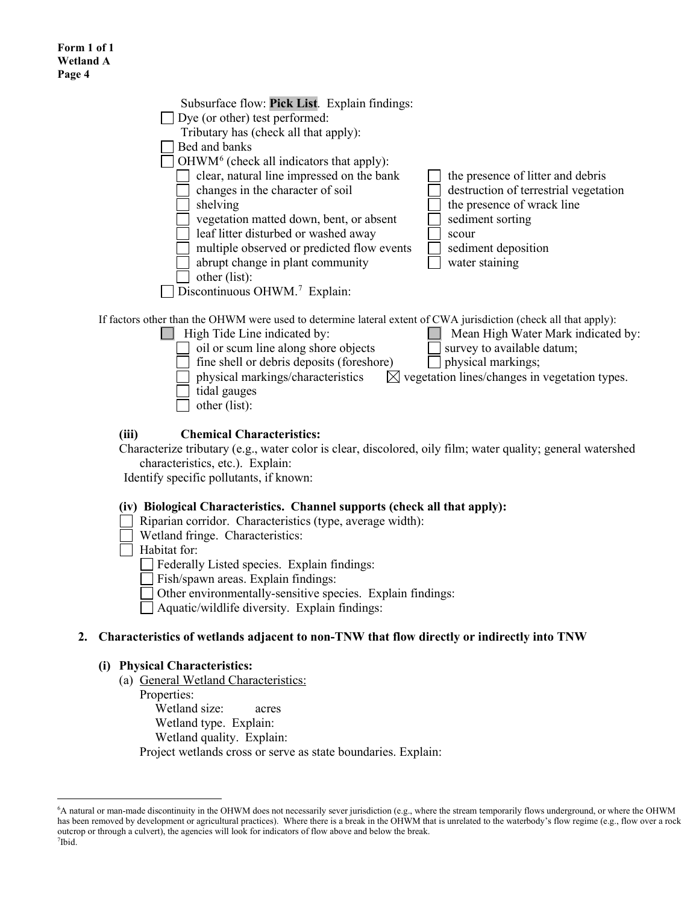Subsurface flow: **Pick List**. Explain findings:

☐ Dye (or other) test performed:

Tributary has (check all that apply):

☐ Bed and banks

☐ OHWM[6] (check all indicators that apply):

- ☐ clear, natural line impressed on the bank
- ☐ changes in the character of soil
- ☐ shelving
- ☐ vegetation matted down, bent, or absent
- ☐ leaf litter disturbed or washed away
- ☐ multiple observed or predicted flow events
- ☐ abrupt change in plant community
- ☐ other (list):
- ☐ the presence of litter and debris
- ☐ destruction of terrestrial vegetation
- ☐ the presence of wrack line
- ☐ sediment sorting
- ☐ scour
- ☐ sediment deposition
- ☐ water staining

☐ Discontinuous OHWM.[7] Explain:

If factors other than the OHWM were used to determine lateral extent of CWA jurisdiction (check all that apply):

☐ High Tide Line indicated by:

- ☐ oil or scum line along shore objects
- ☐ fine shell or debris deposits (foreshore)
- ☐ physical markings/characteristics
- ☐ tidal gauges
- ☐ other (list):

☐ Mean High Water Mark indicated by:

- ☐ survey to available datum;
- ☐ physical markings;
- ☒ vegetation lines/changes in vegetation types.

**(iii) Chemical Characteristics:**

Characterize tributary (e.g., water color is clear, discolored, oily film; water quality; general watershed characteristics, etc.). Explain:

Identify specific pollutants, if known:

**(iv) Biological Characteristics. Channel supports (check all that apply):**

☐ Riparian corridor. Characteristics (type, average width):

☐ Wetland fringe. Characteristics:

☐ Habitat for:

- ☐ Federally Listed species. Explain findings:
- ☐ Fish/spawn areas. Explain findings:
- ☐ Other environmentally-sensitive species. Explain findings:
- ☐ Aquatic/wildlife diversity. Explain findings:

**2. Characteristics of wetlands adjacent to non-TNW that flow directly or indirectly into TNW**

**(i) Physical Characteristics:**

(a) General Wetland Characteristics:

Properties:

Wetland size: acres

Wetland type. Explain:

Wetland quality. Explain:

Project wetlands cross or serve as state boundaries. Explain:

---

[6] A natural or man-made discontinuity in the OHWM does not necessarily sever jurisdiction (e.g., where the stream temporarily flows underground, or where the OHWM has been removed by development or agricultural practices). Where there is a break in the OHWM that is unrelated to the waterbody's flow regime (e.g., flow over a rock outcrop or through a culvert), the agencies will look for indicators of flow above and below the break.

[7] Ibid.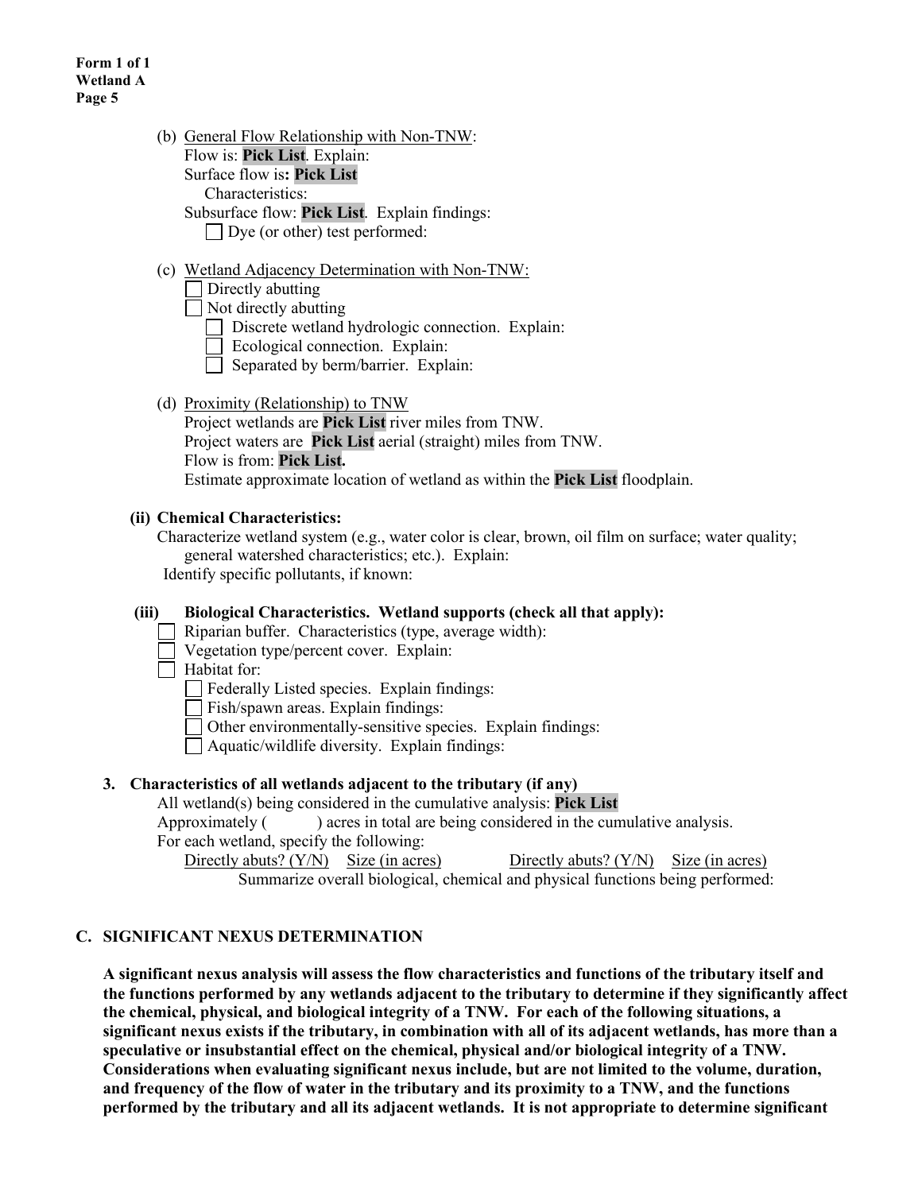**Form 1 of 1**
**Wetland A**
**Page 5**

(b) General Flow Relationship with Non-TNW:
Flow is: **Pick List**. Explain:
Surface flow is**: Pick List**
Characteristics:
Subsurface flow: **Pick List**. Explain findings:
☐ Dye (or other) test performed:

(c) Wetland Adjacency Determination with Non-TNW:
☐ Directly abutting
☐ Not directly abutting
☐ Discrete wetland hydrologic connection. Explain:
☐ Ecological connection. Explain:
☐ Separated by berm/barrier. Explain:

(d) Proximity (Relationship) to TNW
Project wetlands are **Pick List** river miles from TNW.
Project waters are **Pick List** aerial (straight) miles from TNW.
Flow is from: **Pick List.**
Estimate approximate location of wetland as within the **Pick List** floodplain.

**(ii) Chemical Characteristics:**
Characterize wetland system (e.g., water color is clear, brown, oil film on surface; water quality; general watershed characteristics; etc.). Explain:
Identify specific pollutants, if known:

**(iii) Biological Characteristics. Wetland supports (check all that apply):**
☐ Riparian buffer. Characteristics (type, average width):
☐ Vegetation type/percent cover. Explain:
☐ Habitat for:
☐ Federally Listed species. Explain findings:
☐ Fish/spawn areas. Explain findings:
☐ Other environmentally-sensitive species. Explain findings:
☐ Aquatic/wildlife diversity. Explain findings:

**3. Characteristics of all wetlands adjacent to the tributary (if any)**
All wetland(s) being considered in the cumulative analysis: **Pick List**
Approximately (          ) acres in total are being considered in the cumulative analysis.
For each wetland, specify the following:

| Directly abuts? (Y/N) | Size (in acres) | Directly abuts? (Y/N) | Size (in acres) |
|---|---|---|---|

Summarize overall biological, chemical and physical functions being performed:

## C. SIGNIFICANT NEXUS DETERMINATION

**A significant nexus analysis will assess the flow characteristics and functions of the tributary itself and the functions performed by any wetlands adjacent to the tributary to determine if they significantly affect the chemical, physical, and biological integrity of a TNW. For each of the following situations, a significant nexus exists if the tributary, in combination with all of its adjacent wetlands, has more than a speculative or insubstantial effect on the chemical, physical and/or biological integrity of a TNW. Considerations when evaluating significant nexus include, but are not limited to the volume, duration, and frequency of the flow of water in the tributary and its proximity to a TNW, and the functions performed by the tributary and all its adjacent wetlands. It is not appropriate to determine significant**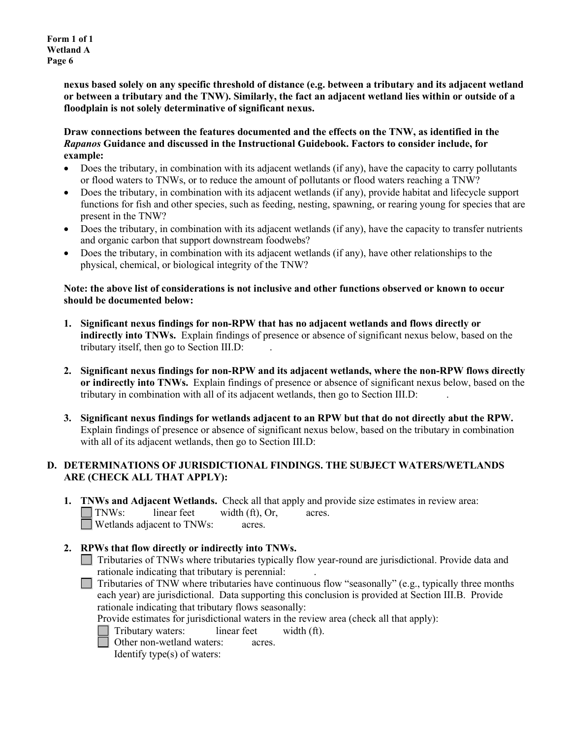**nexus based solely on any specific threshold of distance (e.g. between a tributary and its adjacent wetland or between a tributary and the TNW). Similarly, the fact an adjacent wetland lies within or outside of a floodplain is not solely determinative of significant nexus.**

**Draw connections between the features documented and the effects on the TNW, as identified in the *Rapanos* Guidance and discussed in the Instructional Guidebook. Factors to consider include, for example:**

- Does the tributary, in combination with its adjacent wetlands (if any), have the capacity to carry pollutants or flood waters to TNWs, or to reduce the amount of pollutants or flood waters reaching a TNW?
- Does the tributary, in combination with its adjacent wetlands (if any), provide habitat and lifecycle support functions for fish and other species, such as feeding, nesting, spawning, or rearing young for species that are present in the TNW?
- Does the tributary, in combination with its adjacent wetlands (if any), have the capacity to transfer nutrients and organic carbon that support downstream foodwebs?
- Does the tributary, in combination with its adjacent wetlands (if any), have other relationships to the physical, chemical, or biological integrity of the TNW?

**Note: the above list of considerations is not inclusive and other functions observed or known to occur should be documented below:**

1. **Significant nexus findings for non-RPW that has no adjacent wetlands and flows directly or indirectly into TNWs.** Explain findings of presence or absence of significant nexus below, based on the tributary itself, then go to Section III.D: .

2. **Significant nexus findings for non-RPW and its adjacent wetlands, where the non-RPW flows directly or indirectly into TNWs.** Explain findings of presence or absence of significant nexus below, based on the tributary in combination with all of its adjacent wetlands, then go to Section III.D: .

3. **Significant nexus findings for wetlands adjacent to an RPW but that do not directly abut the RPW.** Explain findings of presence or absence of significant nexus below, based on the tributary in combination with all of its adjacent wetlands, then go to Section III.D:

## D. DETERMINATIONS OF JURISDICTIONAL FINDINGS. THE SUBJECT WATERS/WETLANDS ARE (CHECK ALL THAT APPLY):

1. **TNWs and Adjacent Wetlands.** Check all that apply and provide size estimates in review area:
   - ☐ TNWs: linear feet width (ft), Or, acres.
   - ☐ Wetlands adjacent to TNWs: acres.

2. **RPWs that flow directly or indirectly into TNWs.**
   - ☐ Tributaries of TNWs where tributaries typically flow year-round are jurisdictional. Provide data and rationale indicating that tributary is perennial: .
   - ☐ Tributaries of TNW where tributaries have continuous flow "seasonally" (e.g., typically three months each year) are jurisdictional. Data supporting this conclusion is provided at Section III.B. Provide rationale indicating that tributary flows seasonally:

   Provide estimates for jurisdictional waters in the review area (check all that apply):
   - ☐ Tributary waters: linear feet width (ft).
   - ☐ Other non-wetland waters: acres.

     Identify type(s) of waters: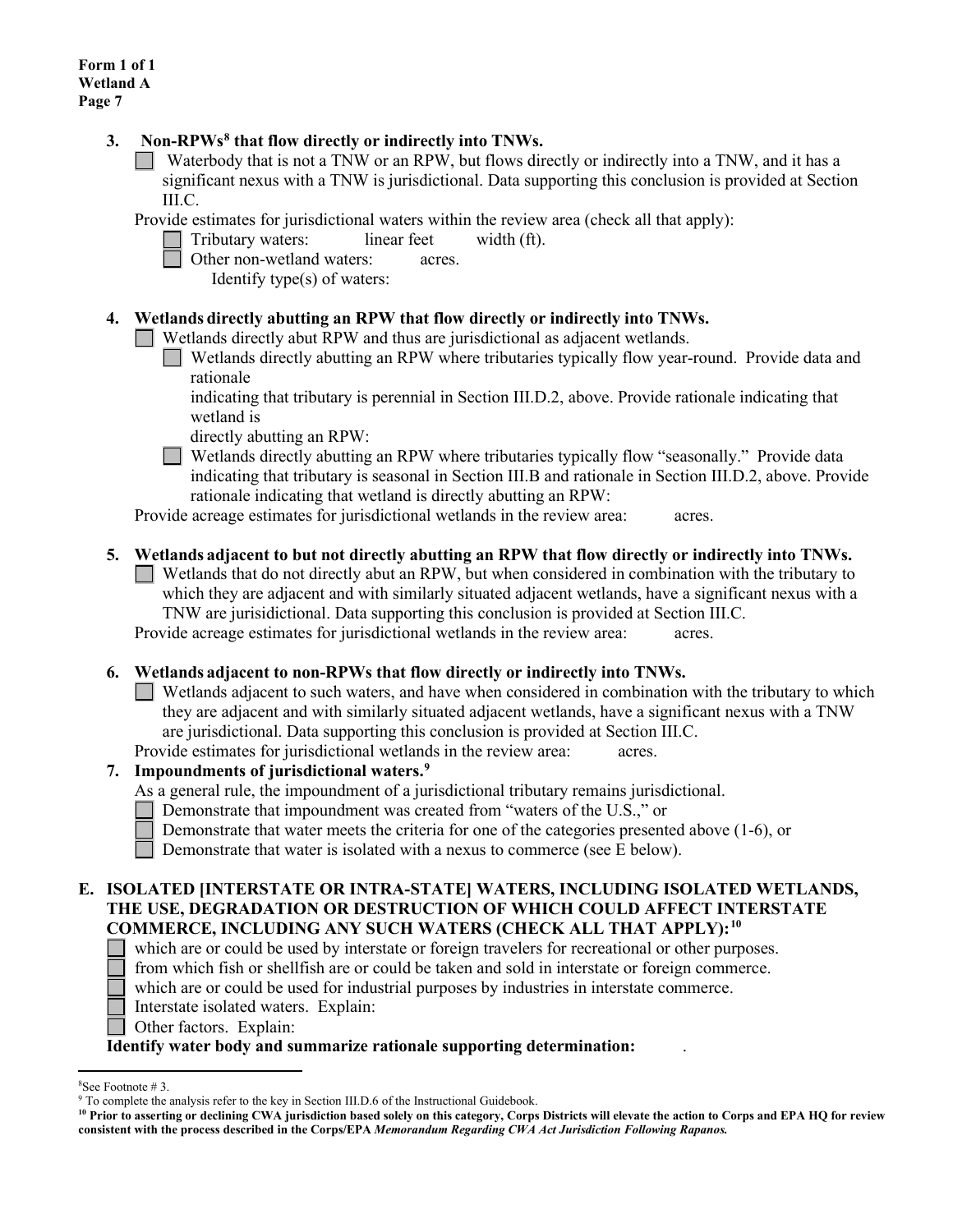**Form 1 of 1**
**Wetland A**

3. **Non-RPWs[8] that flow directly or indirectly into TNWs.**
   ☐ Waterbody that is not a TNW or an RPW, but flows directly or indirectly into a TNW, and it has a significant nexus with a TNW is jurisdictional. Data supporting this conclusion is provided at Section III.C.

   Provide estimates for jurisdictional waters within the review area (check all that apply):
   ☐ Tributary waters: linear feet width (ft).
   ☐ Other non-wetland waters: acres.
   Identify type(s) of waters:

4. **Wetlands directly abutting an RPW that flow directly or indirectly into TNWs.**
   ☐ Wetlands directly abut RPW and thus are jurisdictional as adjacent wetlands.
   ☐ Wetlands directly abutting an RPW where tributaries typically flow year-round. Provide data and rationale
   indicating that tributary is perennial in Section III.D.2, above. Provide rationale indicating that wetland is
   directly abutting an RPW:
   ☐ Wetlands directly abutting an RPW where tributaries typically flow "seasonally." Provide data indicating that tributary is seasonal in Section III.B and rationale in Section III.D.2, above. Provide rationale indicating that wetland is directly abutting an RPW:

   Provide acreage estimates for jurisdictional wetlands in the review area: acres.

5. **Wetlands adjacent to but not directly abutting an RPW that flow directly or indirectly into TNWs.**
   ☐ Wetlands that do not directly abut an RPW, but when considered in combination with the tributary to which they are adjacent and with similarly situated adjacent wetlands, have a significant nexus with a TNW are jurisdictional. Data supporting this conclusion is provided at Section III.C.

   Provide acreage estimates for jurisdictional wetlands in the review area: acres.

6. **Wetlands adjacent to non-RPWs that flow directly or indirectly into TNWs.**
   ☐ Wetlands adjacent to such waters, and have when considered in combination with the tributary to which they are adjacent and with similarly situated adjacent wetlands, have a significant nexus with a TNW are jurisdictional. Data supporting this conclusion is provided at Section III.C.

   Provide estimates for jurisdictional wetlands in the review area: acres.

7. **Impoundments of jurisdictional waters.[9]**
   As a general rule, the impoundment of a jurisdictional tributary remains jurisdictional.
   ☐ Demonstrate that impoundment was created from "waters of the U.S.," or
   ☐ Demonstrate that water meets the criteria for one of the categories presented above (1-6), or
   ☐ Demonstrate that water is isolated with a nexus to commerce (see E below).

**E. ISOLATED [INTERSTATE OR INTRA-STATE] WATERS, INCLUDING ISOLATED WETLANDS, THE USE, DEGRADATION OR DESTRUCTION OF WHICH COULD AFFECT INTERSTATE COMMERCE, INCLUDING ANY SUCH WATERS (CHECK ALL THAT APPLY):[10]**

☐ which are or could be used by interstate or foreign travelers for recreational or other purposes.
☐ from which fish or shellfish are or could be taken and sold in interstate or foreign commerce.
☐ which are or could be used for industrial purposes by industries in interstate commerce.
☐ Interstate isolated waters. Explain:
☐ Other factors. Explain:

**Identify water body and summarize rationale supporting determination:** .

---

[8] See Footnote # 3.
[9] To complete the analysis refer to the key in Section III.D.6 of the Instructional Guidebook.
[10] **Prior to asserting or declining CWA jurisdiction based solely on this category, Corps Districts will elevate the action to Corps and EPA HQ for review consistent with the process described in the Corps/EPA *Memorandum Regarding CWA Act Jurisdiction Following Rapanos.***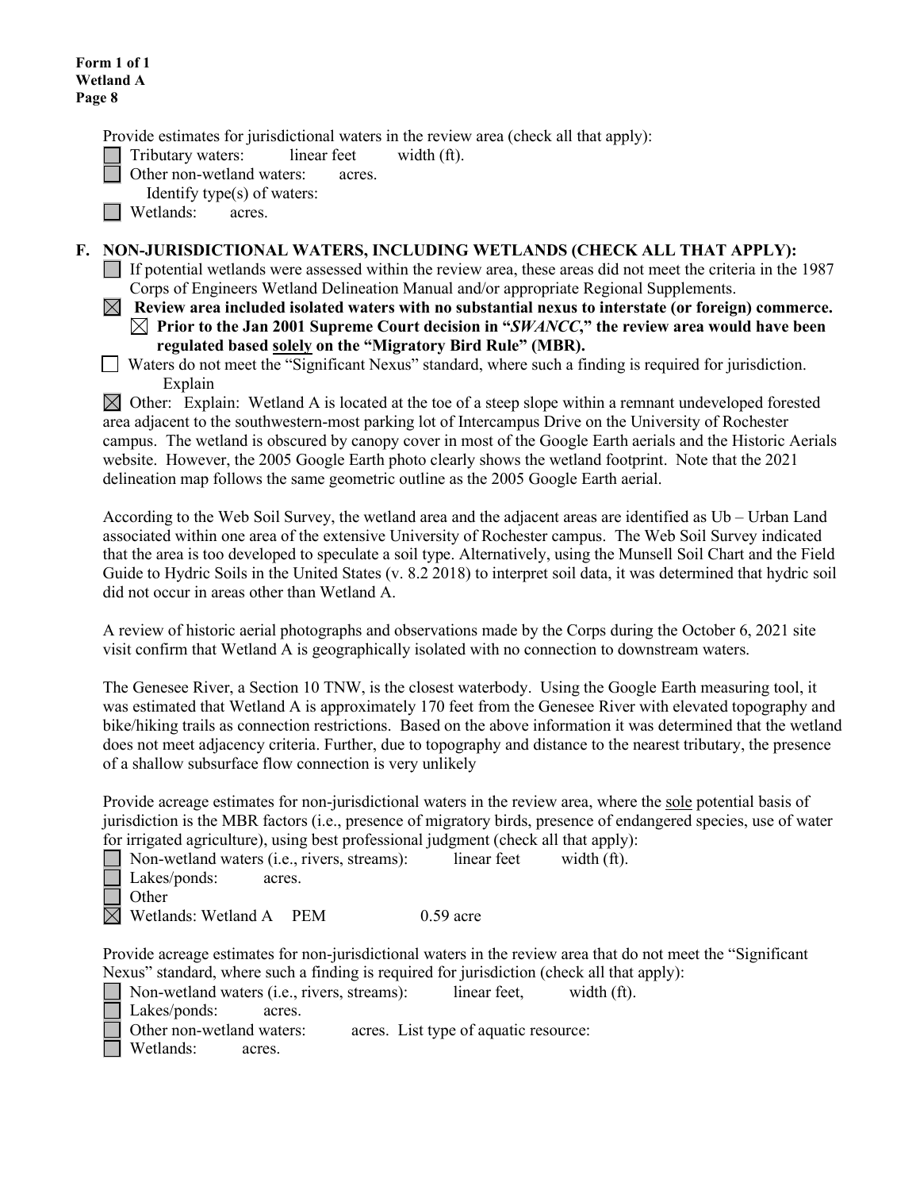**Form 1 of 1**
**Wetland A**
**Page 8**

Provide estimates for jurisdictional waters in the review area (check all that apply):

☐ Tributary waters: linear feet width (ft).

☐ Other non-wetland waters: acres.

Identify type(s) of waters:

☐ Wetlands: acres.

**F. NON-JURISDICTIONAL WATERS, INCLUDING WETLANDS (CHECK ALL THAT APPLY):**

☐ If potential wetlands were assessed within the review area, these areas did not meet the criteria in the 1987 Corps of Engineers Wetland Delineation Manual and/or appropriate Regional Supplements.

☒ **Review area included isolated waters with no substantial nexus to interstate (or foreign) commerce.**

☒ **Prior to the Jan 2001 Supreme Court decision in "*SWANCC*," the review area would have been regulated based solely on the "Migratory Bird Rule" (MBR).**

☐ Waters do not meet the "Significant Nexus" standard, where such a finding is required for jurisdiction. Explain

☒ Other: Explain: Wetland A is located at the toe of a steep slope within a remnant undeveloped forested area adjacent to the southwestern-most parking lot of Intercampus Drive on the University of Rochester campus. The wetland is obscured by canopy cover in most of the Google Earth aerials and the Historic Aerials website. However, the 2005 Google Earth photo clearly shows the wetland footprint. Note that the 2021 delineation map follows the same geometric outline as the 2005 Google Earth aerial.

According to the Web Soil Survey, the wetland area and the adjacent areas are identified as Ub – Urban Land associated within one area of the extensive University of Rochester campus. The Web Soil Survey indicated that the area is too developed to speculate a soil type. Alternatively, using the Munsell Soil Chart and the Field Guide to Hydric Soils in the United States (v. 8.2 2018) to interpret soil data, it was determined that hydric soil did not occur in areas other than Wetland A.

A review of historic aerial photographs and observations made by the Corps during the October 6, 2021 site visit confirm that Wetland A is geographically isolated with no connection to downstream waters.

The Genesee River, a Section 10 TNW, is the closest waterbody. Using the Google Earth measuring tool, it was estimated that Wetland A is approximately 170 feet from the Genesee River with elevated topography and bike/hiking trails as connection restrictions. Based on the above information it was determined that the wetland does not meet adjacency criteria. Further, due to topography and distance to the nearest tributary, the presence of a shallow subsurface flow connection is very unlikely

Provide acreage estimates for non-jurisdictional waters in the review area, where the sole potential basis of jurisdiction is the MBR factors (i.e., presence of migratory birds, presence of endangered species, use of water for irrigated agriculture), using best professional judgment (check all that apply):

☐ Non-wetland waters (i.e., rivers, streams): linear feet width (ft).

☐ Lakes/ponds: acres.

☐ Other

☒ Wetlands: Wetland A PEM 0.59 acre

Provide acreage estimates for non-jurisdictional waters in the review area that do not meet the "Significant Nexus" standard, where such a finding is required for jurisdiction (check all that apply):

☐ Non-wetland waters (i.e., rivers, streams): linear feet, width (ft).

☐ Lakes/ponds: acres.

☐ Other non-wetland waters: acres. List type of aquatic resource:

☐ Wetlands: acres.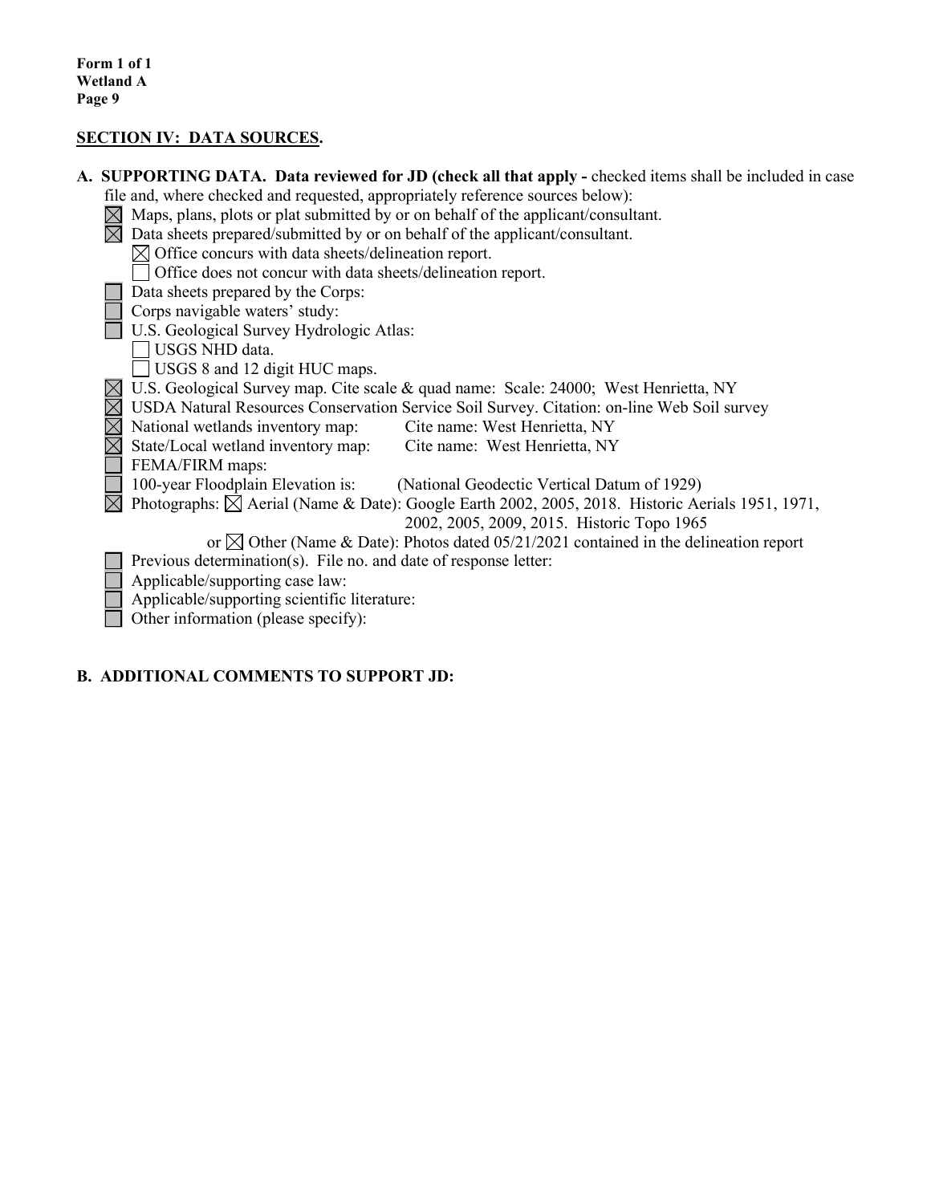**Form 1 of 1**
**Wetland A**
**Page 9**

**SECTION IV: DATA SOURCES.**

**A. SUPPORTING DATA. Data reviewed for JD (check all that apply -** checked items shall be included in case file and, where checked and requested, appropriately reference sources below):

- ☒ Maps, plans, plots or plat submitted by or on behalf of the applicant/consultant.
- ☒ Data sheets prepared/submitted by or on behalf of the applicant/consultant.
  - ☒ Office concurs with data sheets/delineation report.
  - ☐ Office does not concur with data sheets/delineation report.
- ☐ Data sheets prepared by the Corps:
- ☐ Corps navigable waters' study:
- ☐ U.S. Geological Survey Hydrologic Atlas:
  - ☐ USGS NHD data.
  - ☐ USGS 8 and 12 digit HUC maps.
- ☒ U.S. Geological Survey map. Cite scale & quad name: Scale: 24000; West Henrietta, NY
- ☒ USDA Natural Resources Conservation Service Soil Survey. Citation: on-line Web Soil survey
- ☒ National wetlands inventory map: Cite name: West Henrietta, NY
- ☒ State/Local wetland inventory map: Cite name: West Henrietta, NY
- ☐ FEMA/FIRM maps:
- ☐ 100-year Floodplain Elevation is: (National Geodectic Vertical Datum of 1929)
- ☒ Photographs: ☒ Aerial (Name & Date): Google Earth 2002, 2005, 2018. Historic Aerials 1951, 1971, 2002, 2005, 2009, 2015. Historic Topo 1965
  - or ☒ Other (Name & Date): Photos dated 05/21/2021 contained in the delineation report
- ☐ Previous determination(s). File no. and date of response letter:
- ☐ Applicable/supporting case law:
- ☐ Applicable/supporting scientific literature:
- ☐ Other information (please specify):

**B. ADDITIONAL COMMENTS TO SUPPORT JD:**